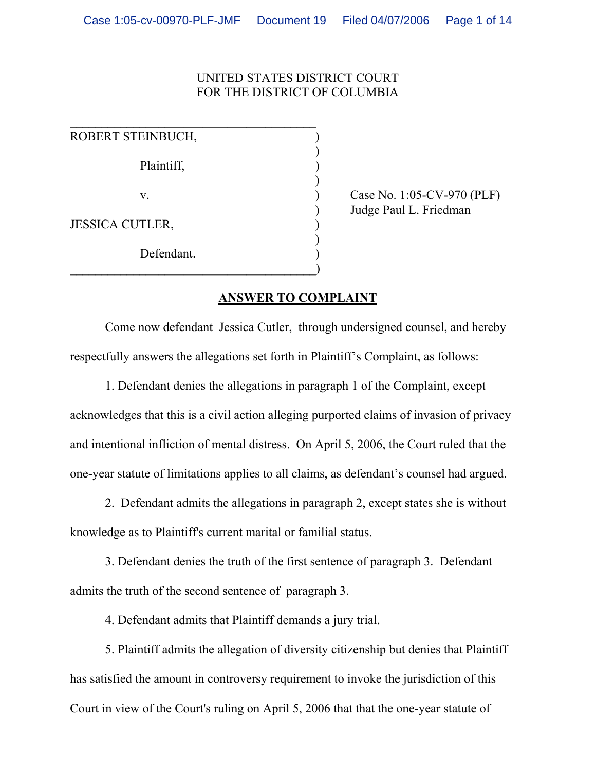UNITED STATES DISTRICT COURT
FOR THE DISTRICT OF COLUMBIA

| | |
|---|---|
| ROBERT STEINBUCH, Plaintiff, v. JESSICA CUTLER, Defendant. | Case No. 1:05-CV-970 (PLF) Judge Paul L. Friedman |

## ANSWER TO COMPLAINT

Come now defendant Jessica Cutler, through undersigned counsel, and hereby respectfully answers the allegations set forth in Plaintiff's Complaint, as follows:

1. Defendant denies the allegations in paragraph 1 of the Complaint, except acknowledges that this is a civil action alleging purported claims of invasion of privacy and intentional infliction of mental distress. On April 5, 2006, the Court ruled that the one-year statute of limitations applies to all claims, as defendant's counsel had argued.

2. Defendant admits the allegations in paragraph 2, except states she is without knowledge as to Plaintiff's current marital or familial status.

3. Defendant denies the truth of the first sentence of paragraph 3. Defendant admits the truth of the second sentence of paragraph 3.

4. Defendant admits that Plaintiff demands a jury trial.

5. Plaintiff admits the allegation of diversity citizenship but denies that Plaintiff has satisfied the amount in controversy requirement to invoke the jurisdiction of this Court in view of the Court's ruling on April 5, 2006 that that the one-year statute of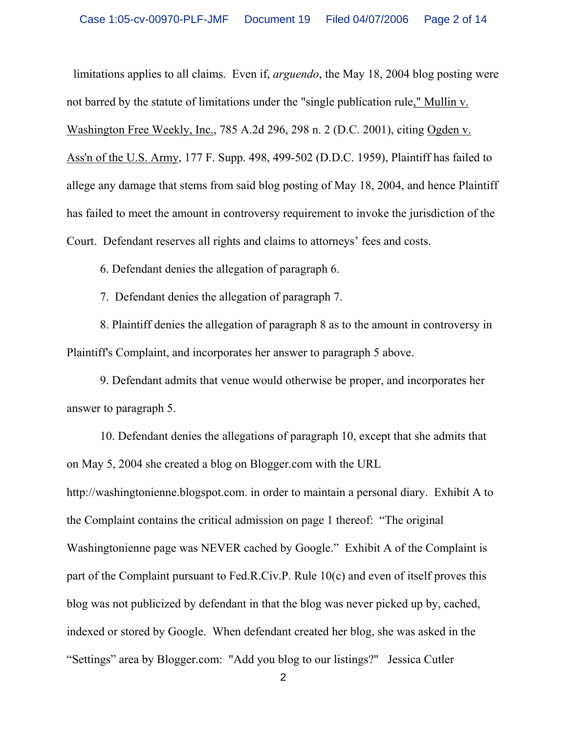limitations applies to all claims. Even if, *arguendo*, the May 18, 2004 blog posting were not barred by the statute of limitations under the "single publication rule," Mullin v. Washington Free Weekly, Inc., 785 A.2d 296, 298 n. 2 (D.C. 2001), citing Ogden v. Ass'n of the U.S. Army, 177 F. Supp. 498, 499-502 (D.D.C. 1959), Plaintiff has failed to allege any damage that stems from said blog posting of May 18, 2004, and hence Plaintiff has failed to meet the amount in controversy requirement to invoke the jurisdiction of the Court. Defendant reserves all rights and claims to attorneys' fees and costs.

6. Defendant denies the allegation of paragraph 6.

7. Defendant denies the allegation of paragraph 7.

8. Plaintiff denies the allegation of paragraph 8 as to the amount in controversy in Plaintiff's Complaint, and incorporates her answer to paragraph 5 above.

9. Defendant admits that venue would otherwise be proper, and incorporates her answer to paragraph 5.

10. Defendant denies the allegations of paragraph 10, except that she admits that on May 5, 2004 she created a blog on Blogger.com with the URL http://washingtonienne.blogspot.com. in order to maintain a personal diary. Exhibit A to the Complaint contains the critical admission on page 1 thereof: "The original Washingtonienne page was NEVER cached by Google." Exhibit A of the Complaint is part of the Complaint pursuant to Fed.R.Civ.P. Rule 10(c) and even of itself proves this blog was not publicized by defendant in that the blog was never picked up by, cached, indexed or stored by Google. When defendant created her blog, she was asked in the "Settings" area by Blogger.com: "Add you blog to our listings?" Jessica Cutler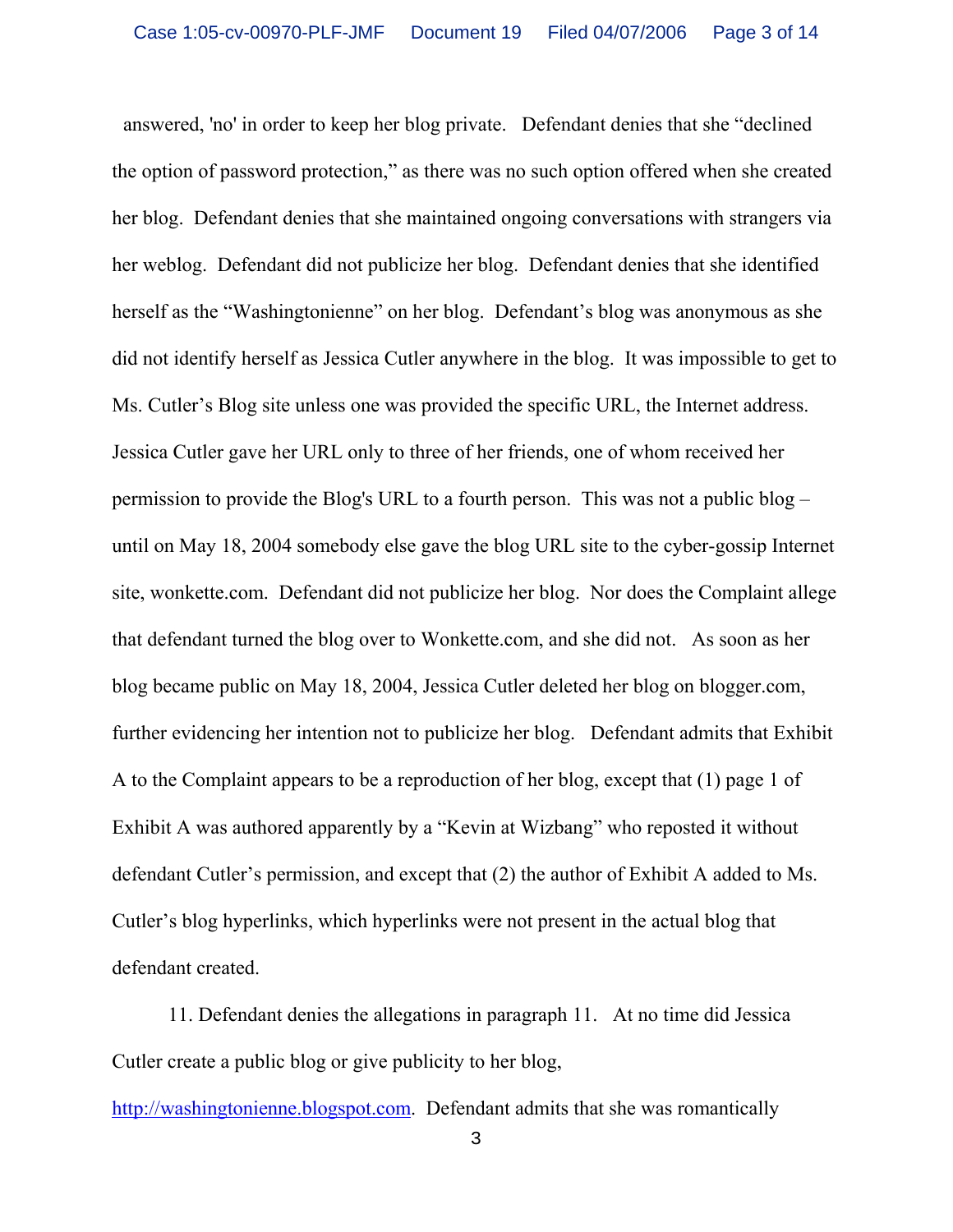answered, 'no' in order to keep her blog private. Defendant denies that she "declined the option of password protection," as there was no such option offered when she created her blog. Defendant denies that she maintained ongoing conversations with strangers via her weblog. Defendant did not publicize her blog. Defendant denies that she identified herself as the "Washingtonienne" on her blog. Defendant's blog was anonymous as she did not identify herself as Jessica Cutler anywhere in the blog. It was impossible to get to Ms. Cutler's Blog site unless one was provided the specific URL, the Internet address. Jessica Cutler gave her URL only to three of her friends, one of whom received her permission to provide the Blog's URL to a fourth person. This was not a public blog – until on May 18, 2004 somebody else gave the blog URL site to the cyber-gossip Internet site, wonkette.com. Defendant did not publicize her blog. Nor does the Complaint allege that defendant turned the blog over to Wonkette.com, and she did not. As soon as her blog became public on May 18, 2004, Jessica Cutler deleted her blog on blogger.com, further evidencing her intention not to publicize her blog. Defendant admits that Exhibit A to the Complaint appears to be a reproduction of her blog, except that (1) page 1 of Exhibit A was authored apparently by a "Kevin at Wizbang" who reposted it without defendant Cutler's permission, and except that (2) the author of Exhibit A added to Ms. Cutler's blog hyperlinks, which hyperlinks were not present in the actual blog that defendant created.

11. Defendant denies the allegations in paragraph 11. At no time did Jessica Cutler create a public blog or give publicity to her blog, http://washingtonienne.blogspot.com. Defendant admits that she was romantically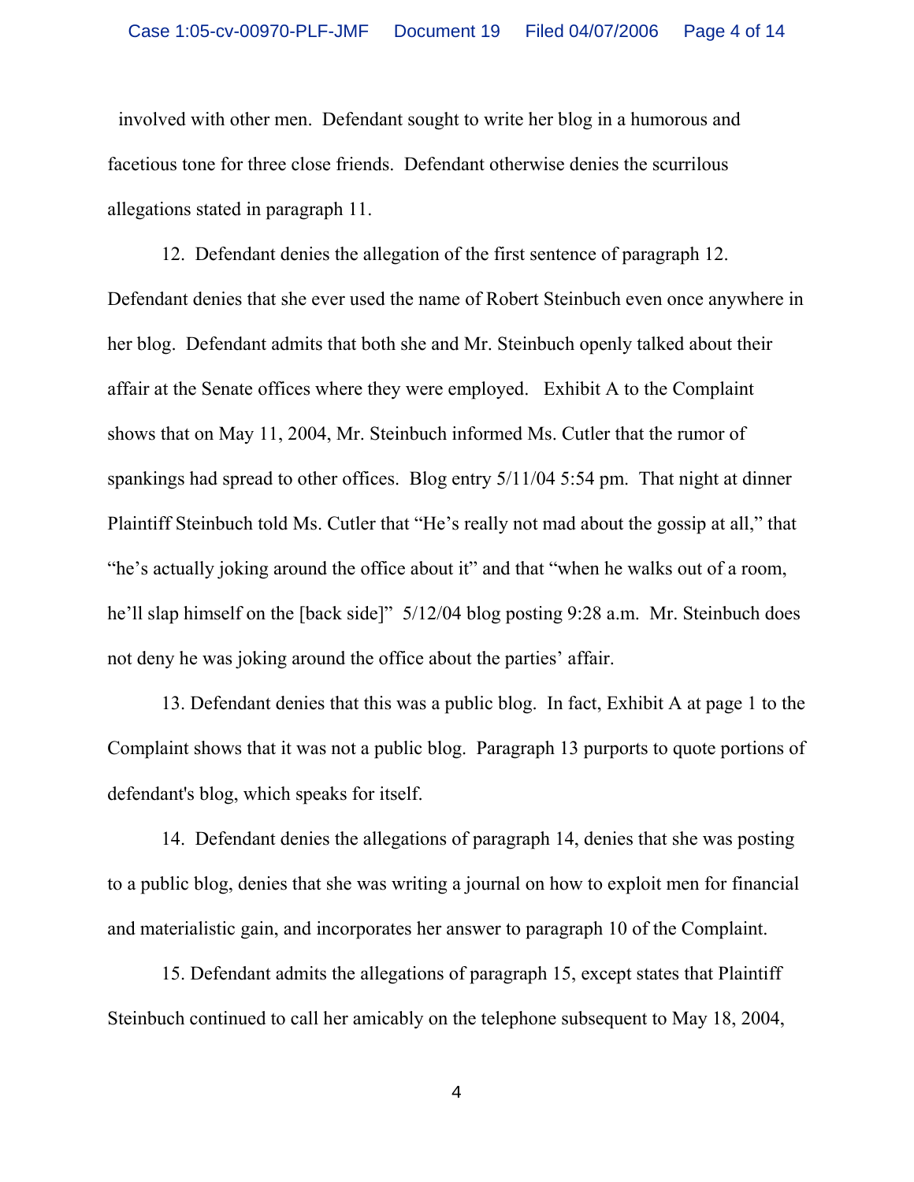involved with other men. Defendant sought to write her blog in a humorous and facetious tone for three close friends. Defendant otherwise denies the scurrilous allegations stated in paragraph 11.

12. Defendant denies the allegation of the first sentence of paragraph 12. Defendant denies that she ever used the name of Robert Steinbuch even once anywhere in her blog. Defendant admits that both she and Mr. Steinbuch openly talked about their affair at the Senate offices where they were employed. Exhibit A to the Complaint shows that on May 11, 2004, Mr. Steinbuch informed Ms. Cutler that the rumor of spankings had spread to other offices. Blog entry 5/11/04 5:54 pm. That night at dinner Plaintiff Steinbuch told Ms. Cutler that "He's really not mad about the gossip at all," that "he's actually joking around the office about it" and that "when he walks out of a room, he'll slap himself on the [back side]" 5/12/04 blog posting 9:28 a.m. Mr. Steinbuch does not deny he was joking around the office about the parties' affair.

13. Defendant denies that this was a public blog. In fact, Exhibit A at page 1 to the Complaint shows that it was not a public blog. Paragraph 13 purports to quote portions of defendant's blog, which speaks for itself.

14. Defendant denies the allegations of paragraph 14, denies that she was posting to a public blog, denies that she was writing a journal on how to exploit men for financial and materialistic gain, and incorporates her answer to paragraph 10 of the Complaint.

15. Defendant admits the allegations of paragraph 15, except states that Plaintiff Steinbuch continued to call her amicably on the telephone subsequent to May 18, 2004,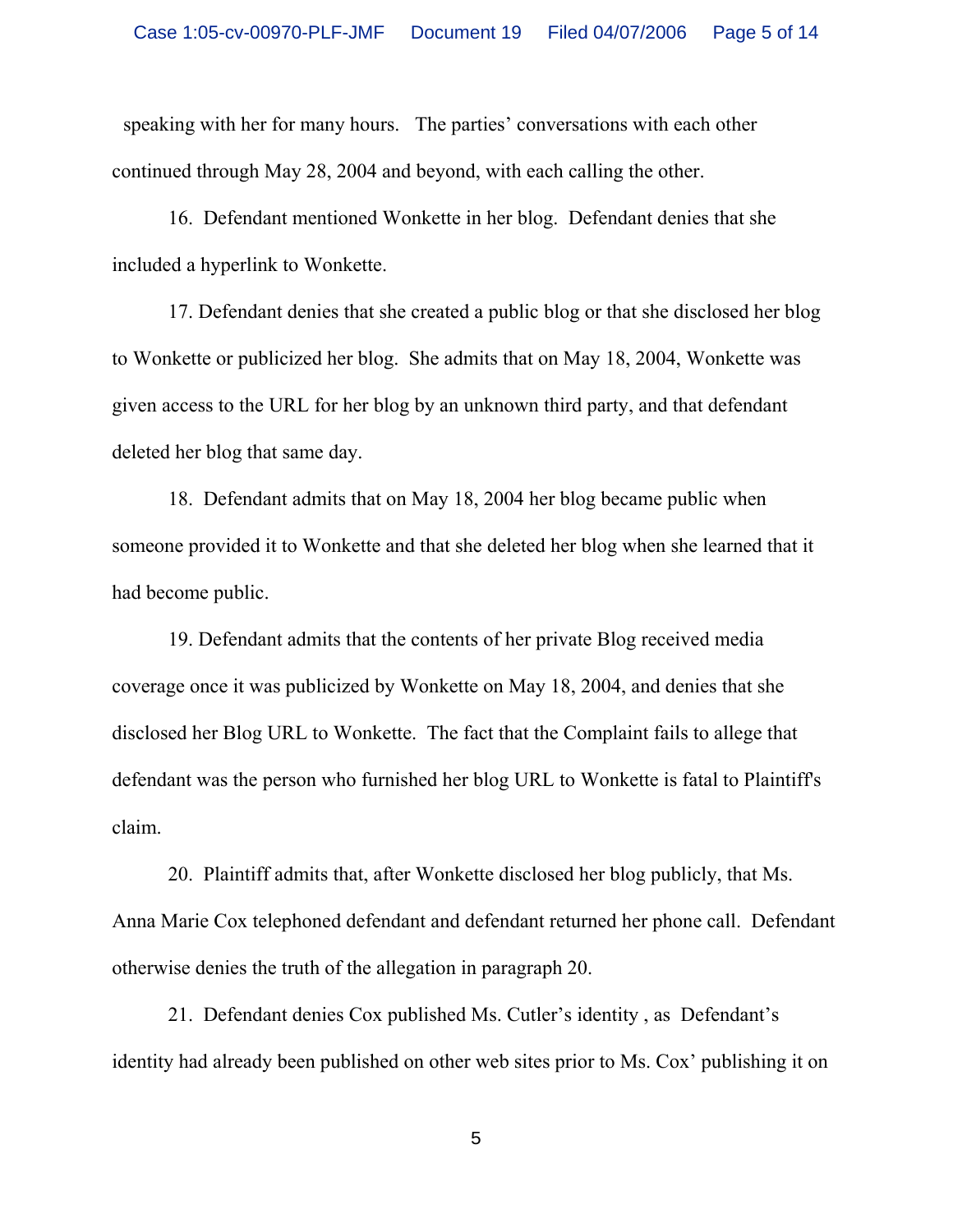speaking with her for many hours. The parties' conversations with each other continued through May 28, 2004 and beyond, with each calling the other.

16. Defendant mentioned Wonkette in her blog. Defendant denies that she included a hyperlink to Wonkette.

17. Defendant denies that she created a public blog or that she disclosed her blog to Wonkette or publicized her blog. She admits that on May 18, 2004, Wonkette was given access to the URL for her blog by an unknown third party, and that defendant deleted her blog that same day.

18. Defendant admits that on May 18, 2004 her blog became public when someone provided it to Wonkette and that she deleted her blog when she learned that it had become public.

19. Defendant admits that the contents of her private Blog received media coverage once it was publicized by Wonkette on May 18, 2004, and denies that she disclosed her Blog URL to Wonkette. The fact that the Complaint fails to allege that defendant was the person who furnished her blog URL to Wonkette is fatal to Plaintiff's claim.

20. Plaintiff admits that, after Wonkette disclosed her blog publicly, that Ms. Anna Marie Cox telephoned defendant and defendant returned her phone call. Defendant otherwise denies the truth of the allegation in paragraph 20.

21. Defendant denies Cox published Ms. Cutler's identity , as Defendant's identity had already been published on other web sites prior to Ms. Cox' publishing it on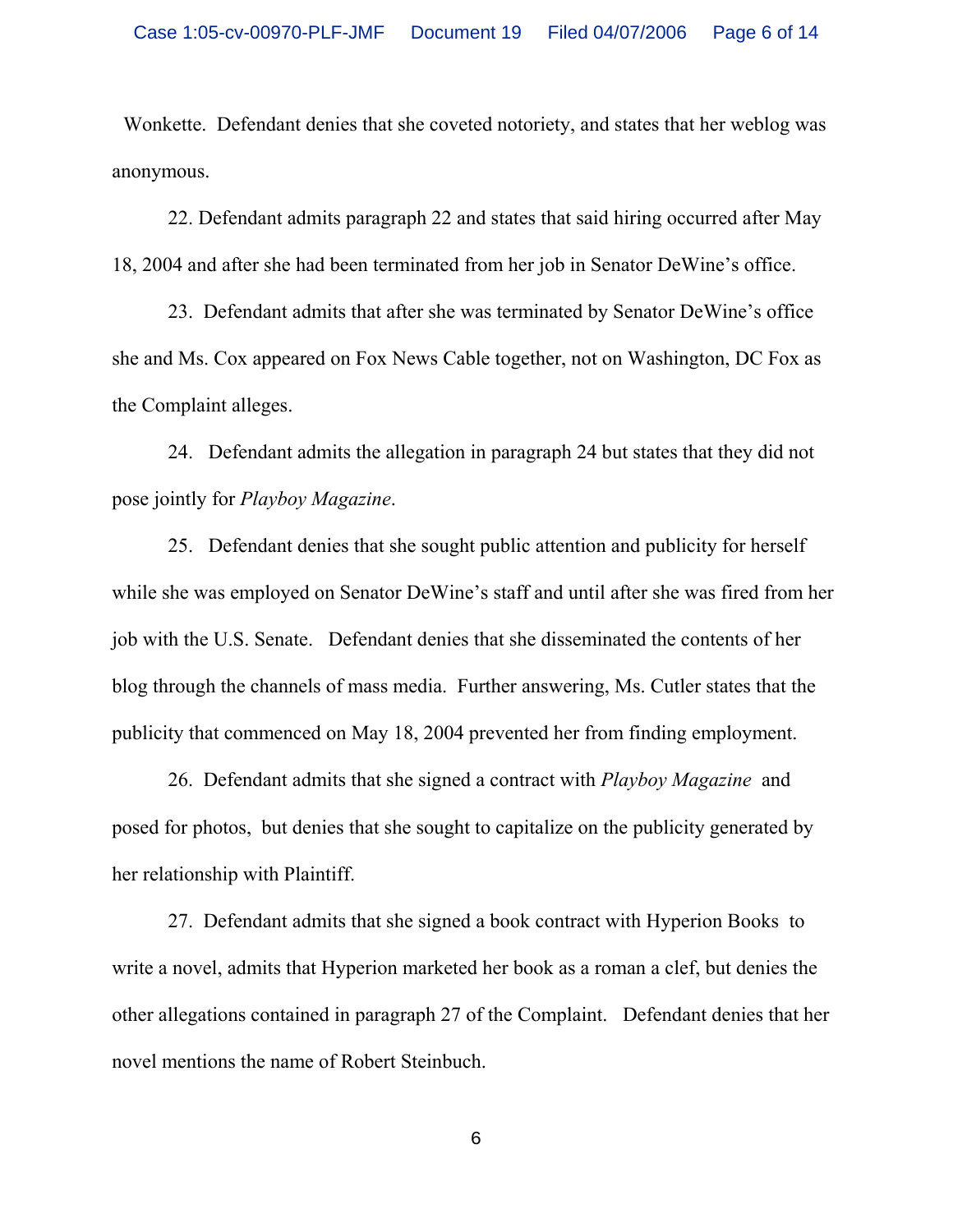Wonkette. Defendant denies that she coveted notoriety, and states that her weblog was anonymous.

22. Defendant admits paragraph 22 and states that said hiring occurred after May 18, 2004 and after she had been terminated from her job in Senator DeWine's office.

23. Defendant admits that after she was terminated by Senator DeWine's office she and Ms. Cox appeared on Fox News Cable together, not on Washington, DC Fox as the Complaint alleges.

24. Defendant admits the allegation in paragraph 24 but states that they did not pose jointly for *Playboy Magazine*.

25. Defendant denies that she sought public attention and publicity for herself while she was employed on Senator DeWine's staff and until after she was fired from her job with the U.S. Senate. Defendant denies that she disseminated the contents of her blog through the channels of mass media. Further answering, Ms. Cutler states that the publicity that commenced on May 18, 2004 prevented her from finding employment.

26. Defendant admits that she signed a contract with *Playboy Magazine* and posed for photos, but denies that she sought to capitalize on the publicity generated by her relationship with Plaintiff.

27. Defendant admits that she signed a book contract with Hyperion Books to write a novel, admits that Hyperion marketed her book as a roman a clef, but denies the other allegations contained in paragraph 27 of the Complaint. Defendant denies that her novel mentions the name of Robert Steinbuch.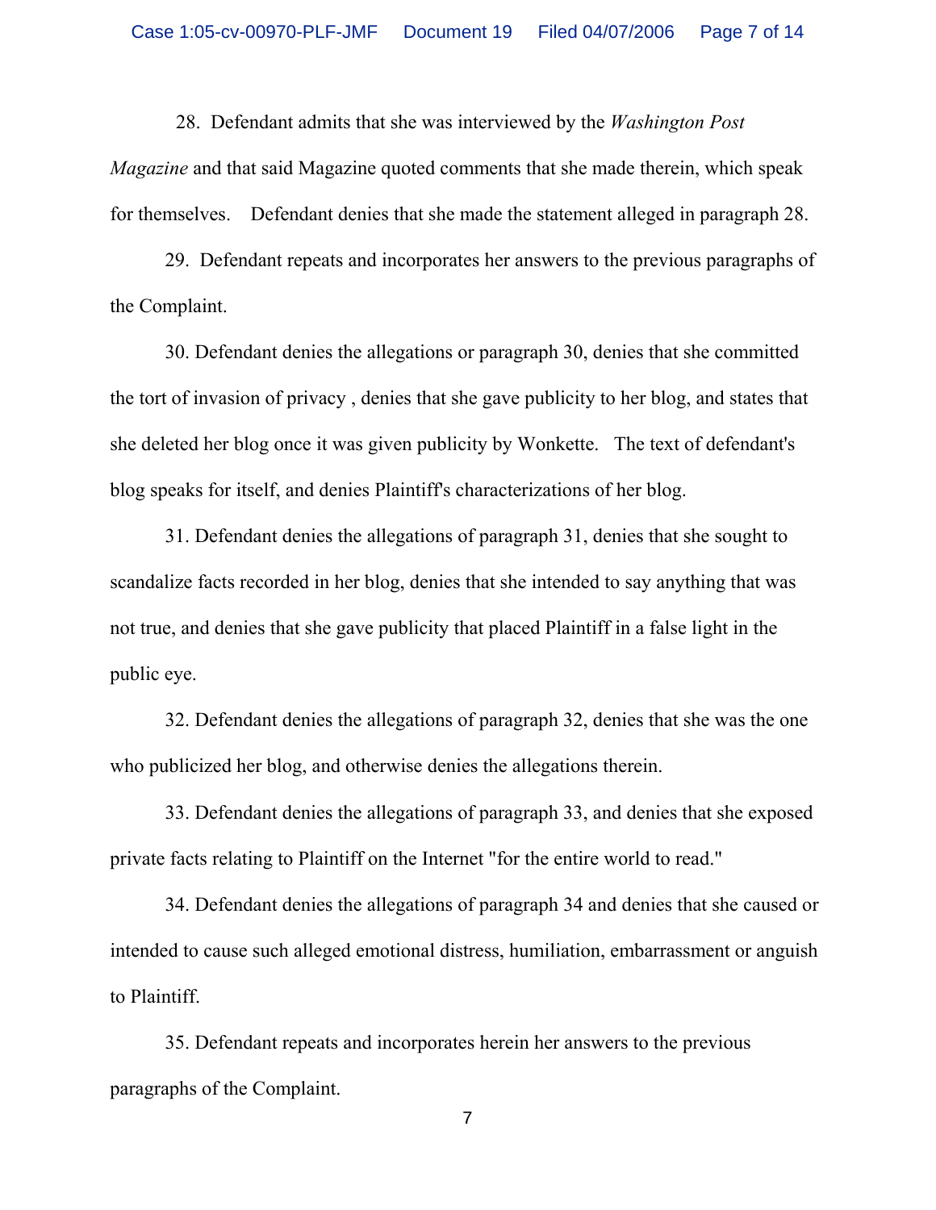28. Defendant admits that she was interviewed by the *Washington Post Magazine* and that said Magazine quoted comments that she made therein, which speak for themselves. Defendant denies that she made the statement alleged in paragraph 28.

29. Defendant repeats and incorporates her answers to the previous paragraphs of the Complaint.

30. Defendant denies the allegations or paragraph 30, denies that she committed the tort of invasion of privacy , denies that she gave publicity to her blog, and states that she deleted her blog once it was given publicity by Wonkette. The text of defendant's blog speaks for itself, and denies Plaintiff's characterizations of her blog.

31. Defendant denies the allegations of paragraph 31, denies that she sought to scandalize facts recorded in her blog, denies that she intended to say anything that was not true, and denies that she gave publicity that placed Plaintiff in a false light in the public eye.

32. Defendant denies the allegations of paragraph 32, denies that she was the one who publicized her blog, and otherwise denies the allegations therein.

33. Defendant denies the allegations of paragraph 33, and denies that she exposed private facts relating to Plaintiff on the Internet "for the entire world to read."

34. Defendant denies the allegations of paragraph 34 and denies that she caused or intended to cause such alleged emotional distress, humiliation, embarrassment or anguish to Plaintiff.

35. Defendant repeats and incorporates herein her answers to the previous paragraphs of the Complaint.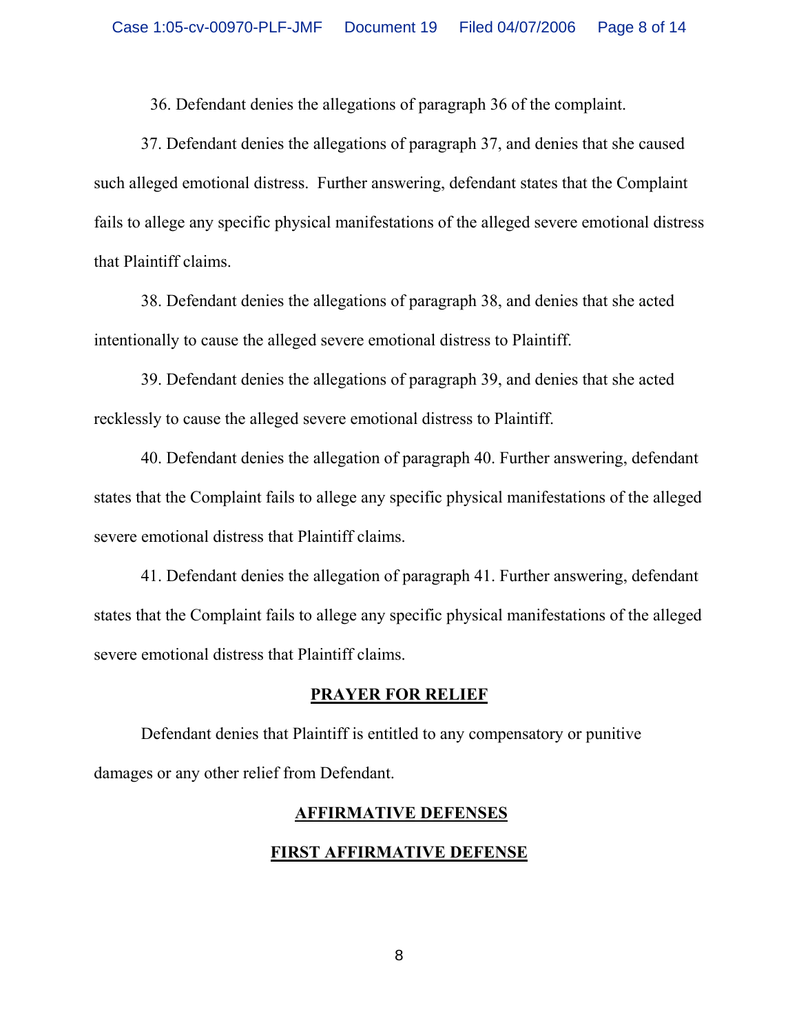36. Defendant denies the allegations of paragraph 36 of the complaint.

37. Defendant denies the allegations of paragraph 37, and denies that she caused such alleged emotional distress. Further answering, defendant states that the Complaint fails to allege any specific physical manifestations of the alleged severe emotional distress that Plaintiff claims.

38. Defendant denies the allegations of paragraph 38, and denies that she acted intentionally to cause the alleged severe emotional distress to Plaintiff.

39. Defendant denies the allegations of paragraph 39, and denies that she acted recklessly to cause the alleged severe emotional distress to Plaintiff.

40. Defendant denies the allegation of paragraph 40. Further answering, defendant states that the Complaint fails to allege any specific physical manifestations of the alleged severe emotional distress that Plaintiff claims.

41. Defendant denies the allegation of paragraph 41. Further answering, defendant states that the Complaint fails to allege any specific physical manifestations of the alleged severe emotional distress that Plaintiff claims.

## PRAYER FOR RELIEF

Defendant denies that Plaintiff is entitled to any compensatory or punitive damages or any other relief from Defendant.

## AFFIRMATIVE DEFENSES

### FIRST AFFIRMATIVE DEFENSE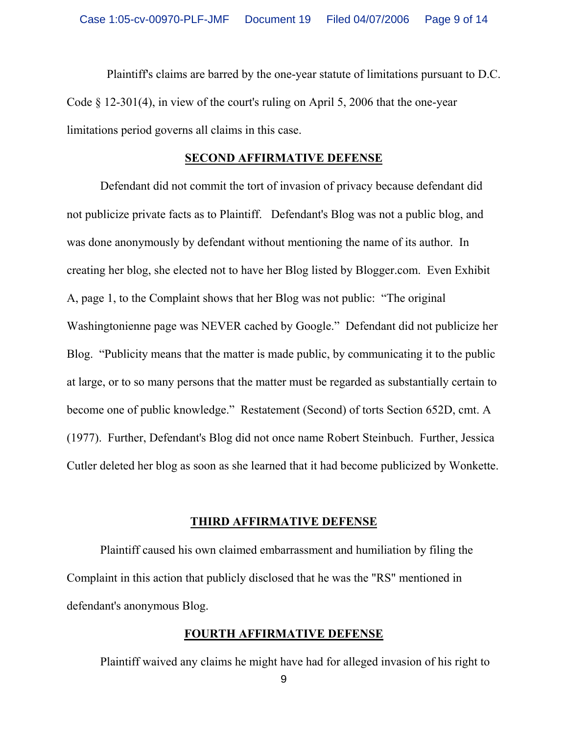Plaintiff's claims are barred by the one-year statute of limitations pursuant to D.C. Code § 12-301(4), in view of the court's ruling on April 5, 2006 that the one-year limitations period governs all claims in this case.

## SECOND AFFIRMATIVE DEFENSE

Defendant did not commit the tort of invasion of privacy because defendant did not publicize private facts as to Plaintiff. Defendant's Blog was not a public blog, and was done anonymously by defendant without mentioning the name of its author. In creating her blog, she elected not to have her Blog listed by Blogger.com. Even Exhibit A, page 1, to the Complaint shows that her Blog was not public: "The original Washingtonienne page was NEVER cached by Google." Defendant did not publicize her Blog. "Publicity means that the matter is made public, by communicating it to the public at large, or to so many persons that the matter must be regarded as substantially certain to become one of public knowledge." Restatement (Second) of torts Section 652D, cmt. A (1977). Further, Defendant's Blog did not once name Robert Steinbuch. Further, Jessica Cutler deleted her blog as soon as she learned that it had become publicized by Wonkette.

## THIRD AFFIRMATIVE DEFENSE

Plaintiff caused his own claimed embarrassment and humiliation by filing the Complaint in this action that publicly disclosed that he was the "RS" mentioned in defendant's anonymous Blog.

## FOURTH AFFIRMATIVE DEFENSE

Plaintiff waived any claims he might have had for alleged invasion of his right to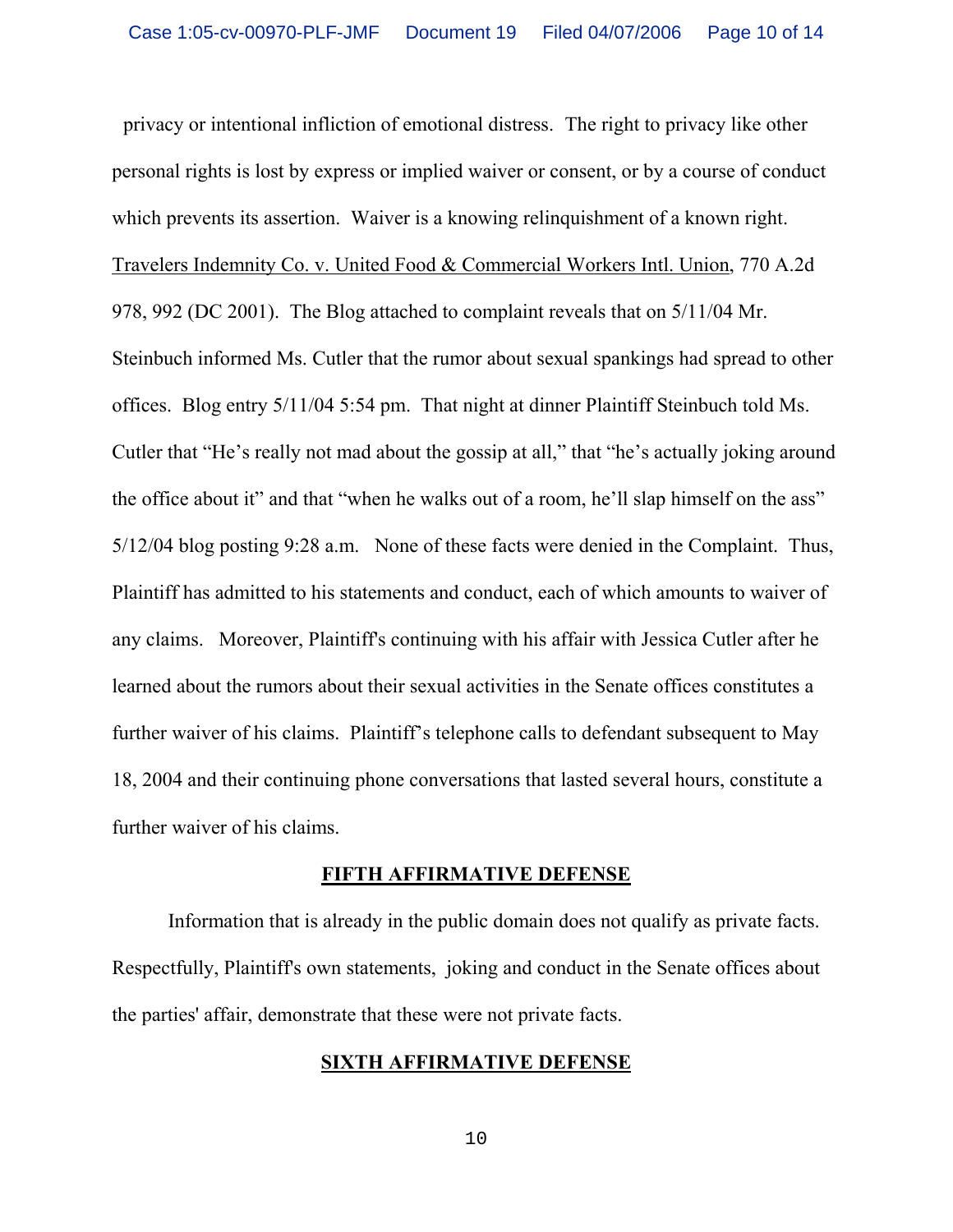privacy or intentional infliction of emotional distress. The right to privacy like other personal rights is lost by express or implied waiver or consent, or by a course of conduct which prevents its assertion. Waiver is a knowing relinquishment of a known right. Travelers Indemnity Co. v. United Food & Commercial Workers Intl. Union, 770 A.2d 978, 992 (DC 2001). The Blog attached to complaint reveals that on 5/11/04 Mr. Steinbuch informed Ms. Cutler that the rumor about sexual spankings had spread to other offices. Blog entry 5/11/04 5:54 pm. That night at dinner Plaintiff Steinbuch told Ms. Cutler that "He's really not mad about the gossip at all," that "he's actually joking around the office about it" and that "when he walks out of a room, he'll slap himself on the ass" 5/12/04 blog posting 9:28 a.m. None of these facts were denied in the Complaint. Thus, Plaintiff has admitted to his statements and conduct, each of which amounts to waiver of any claims. Moreover, Plaintiff's continuing with his affair with Jessica Cutler after he learned about the rumors about their sexual activities in the Senate offices constitutes a further waiver of his claims. Plaintiff's telephone calls to defendant subsequent to May 18, 2004 and their continuing phone conversations that lasted several hours, constitute a further waiver of his claims.

## FIFTH AFFIRMATIVE DEFENSE

Information that is already in the public domain does not qualify as private facts. Respectfully, Plaintiff's own statements, joking and conduct in the Senate offices about the parties' affair, demonstrate that these were not private facts.

## SIXTH AFFIRMATIVE DEFENSE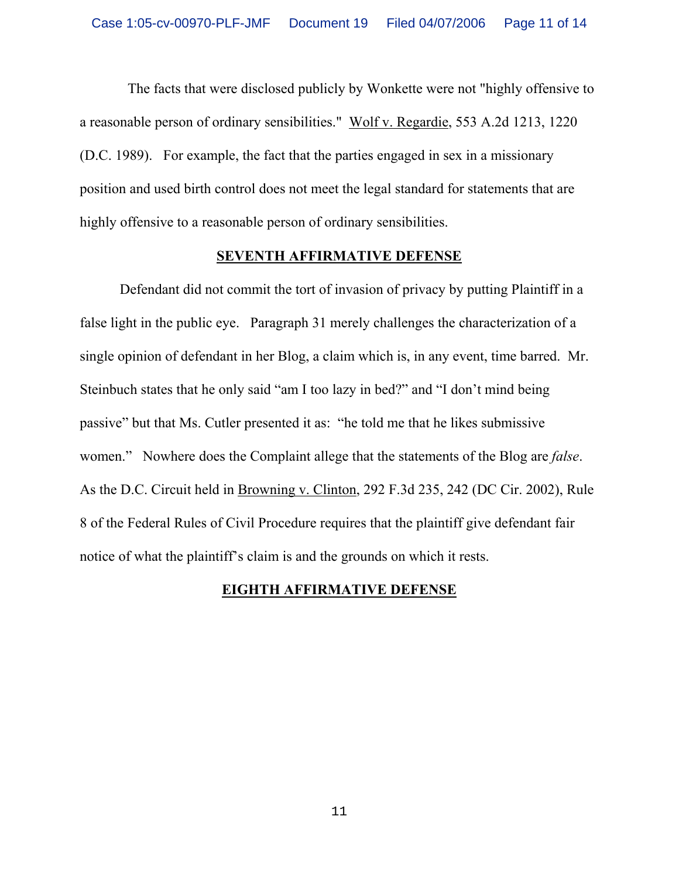The facts that were disclosed publicly by Wonkette were not "highly offensive to a reasonable person of ordinary sensibilities." Wolf v. Regardie, 553 A.2d 1213, 1220 (D.C. 1989). For example, the fact that the parties engaged in sex in a missionary position and used birth control does not meet the legal standard for statements that are highly offensive to a reasonable person of ordinary sensibilities.

## SEVENTH AFFIRMATIVE DEFENSE

Defendant did not commit the tort of invasion of privacy by putting Plaintiff in a false light in the public eye. Paragraph 31 merely challenges the characterization of a single opinion of defendant in her Blog, a claim which is, in any event, time barred. Mr. Steinbuch states that he only said "am I too lazy in bed?" and "I don't mind being passive" but that Ms. Cutler presented it as: "he told me that he likes submissive women." Nowhere does the Complaint allege that the statements of the Blog are *false*. As the D.C. Circuit held in Browning v. Clinton, 292 F.3d 235, 242 (DC Cir. 2002), Rule 8 of the Federal Rules of Civil Procedure requires that the plaintiff give defendant fair notice of what the plaintiff's claim is and the grounds on which it rests.

## EIGHTH AFFIRMATIVE DEFENSE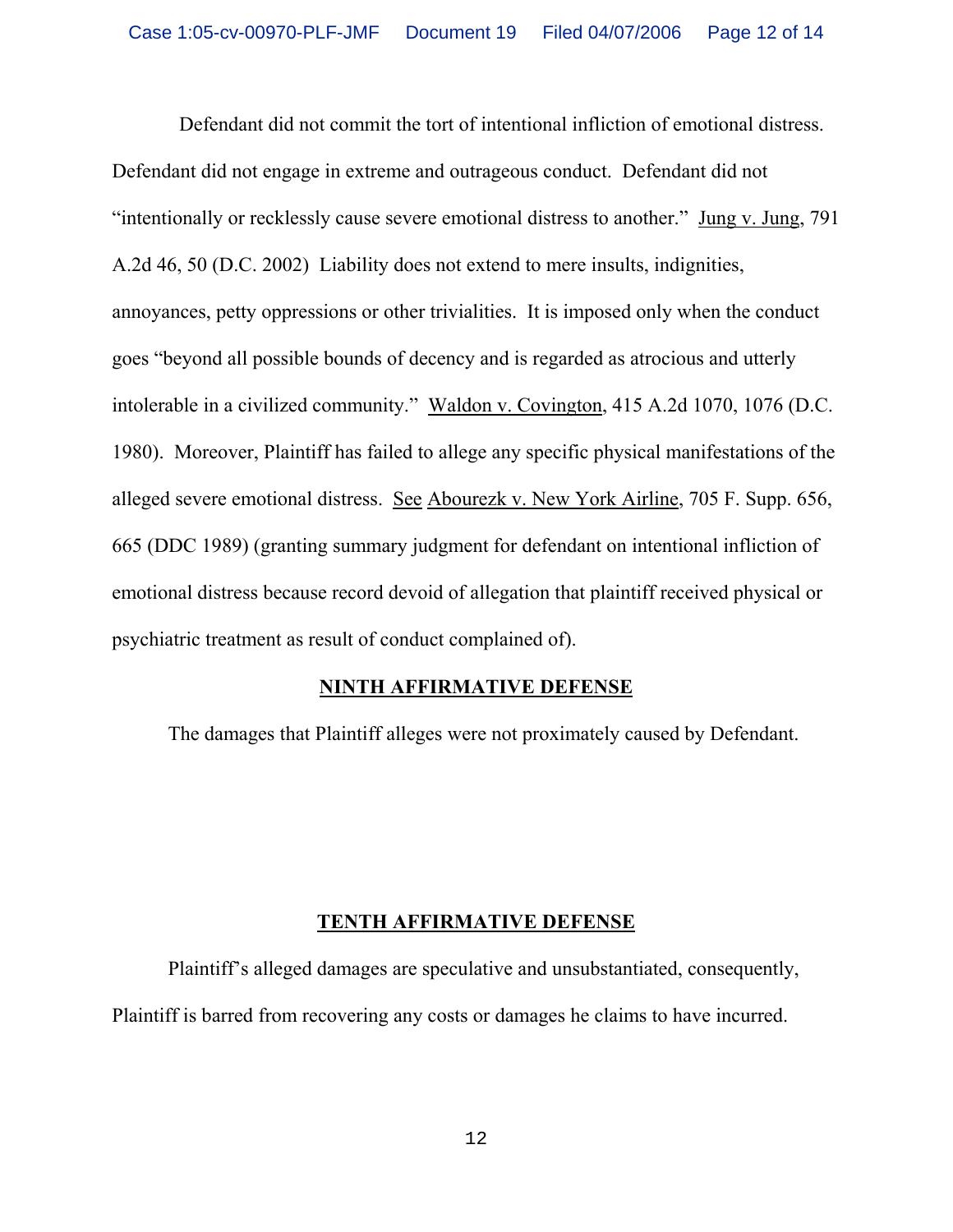Defendant did not commit the tort of intentional infliction of emotional distress. Defendant did not engage in extreme and outrageous conduct. Defendant did not "intentionally or recklessly cause severe emotional distress to another." Jung v. Jung, 791 A.2d 46, 50 (D.C. 2002) Liability does not extend to mere insults, indignities, annoyances, petty oppressions or other trivialities. It is imposed only when the conduct goes "beyond all possible bounds of decency and is regarded as atrocious and utterly intolerable in a civilized community." Waldon v. Covington, 415 A.2d 1070, 1076 (D.C. 1980). Moreover, Plaintiff has failed to allege any specific physical manifestations of the alleged severe emotional distress. See Abourezk v. New York Airline, 705 F. Supp. 656, 665 (DDC 1989) (granting summary judgment for defendant on intentional infliction of emotional distress because record devoid of allegation that plaintiff received physical or psychiatric treatment as result of conduct complained of).

## NINTH AFFIRMATIVE DEFENSE

The damages that Plaintiff alleges were not proximately caused by Defendant.

## TENTH AFFIRMATIVE DEFENSE

Plaintiff's alleged damages are speculative and unsubstantiated, consequently, Plaintiff is barred from recovering any costs or damages he claims to have incurred.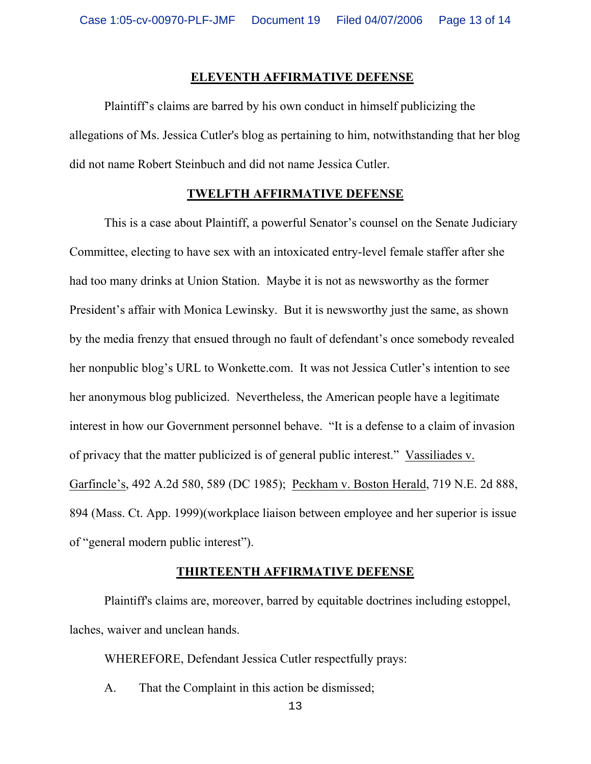**ELEVENTH AFFIRMATIVE DEFENSE**

Plaintiff's claims are barred by his own conduct in himself publicizing the allegations of Ms. Jessica Cutler's blog as pertaining to him, notwithstanding that her blog did not name Robert Steinbuch and did not name Jessica Cutler.

**TWELFTH AFFIRMATIVE DEFENSE**

This is a case about Plaintiff, a powerful Senator's counsel on the Senate Judiciary Committee, electing to have sex with an intoxicated entry-level female staffer after she had too many drinks at Union Station. Maybe it is not as newsworthy as the former President's affair with Monica Lewinsky. But it is newsworthy just the same, as shown by the media frenzy that ensued through no fault of defendant's once somebody revealed her nonpublic blog's URL to Wonkette.com. It was not Jessica Cutler's intention to see her anonymous blog publicized. Nevertheless, the American people have a legitimate interest in how our Government personnel behave. "It is a defense to a claim of invasion of privacy that the matter publicized is of general public interest." Vassiliades v. Garfincle's, 492 A.2d 580, 589 (DC 1985); Peckham v. Boston Herald, 719 N.E. 2d 888, 894 (Mass. Ct. App. 1999)(workplace liaison between employee and her superior is issue of "general modern public interest").

**THIRTEENTH AFFIRMATIVE DEFENSE**

Plaintiff's claims are, moreover, barred by equitable doctrines including estoppel, laches, waiver and unclean hands.

WHEREFORE, Defendant Jessica Cutler respectfully prays:

A. That the Complaint in this action be dismissed;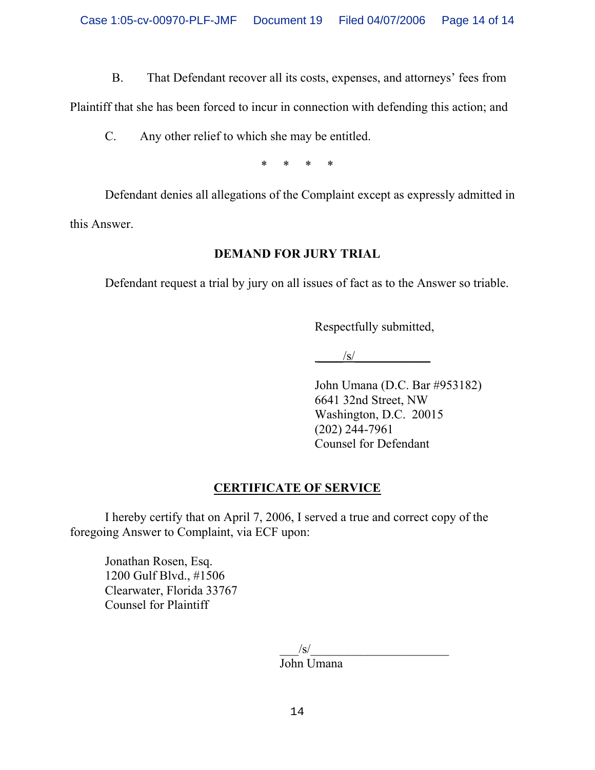B. That Defendant recover all its costs, expenses, and attorneys' fees from Plaintiff that she has been forced to incur in connection with defending this action; and

C. Any other relief to which she may be entitled.

\*   \*   \*   \*

Defendant denies all allegations of the Complaint except as expressly admitted in this Answer.

**DEMAND FOR JURY TRIAL**

Defendant request a trial by jury on all issues of fact as to the Answer so triable.

Respectfully submitted,

/s/

John Umana (D.C. Bar #953182)
6641 32nd Street, NW
Washington, D.C. 20015
(202) 244-7961
Counsel for Defendant

**CERTIFICATE OF SERVICE**

I hereby certify that on April 7, 2006, I served a true and correct copy of the foregoing Answer to Complaint, via ECF upon:

Jonathan Rosen, Esq.
1200 Gulf Blvd., #1506
Clearwater, Florida 33767
Counsel for Plaintiff

/s/
John Umana